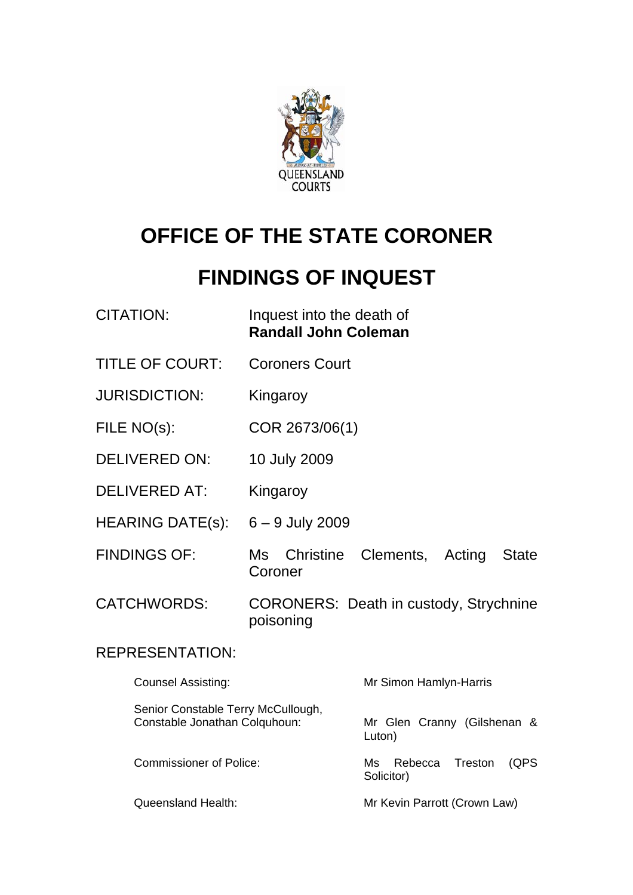QUEENSLAND COURTS

# OFFICE OF THE STATE CORONER

# FINDINGS OF INQUEST

| | |
|---|---|
| CITATION: | Inquest into the death of **Randall John Coleman** |
| TITLE OF COURT: | Coroners Court |
| JURISDICTION: | Kingaroy |
| FILE NO(s): | COR 2673/06(1) |
| DELIVERED ON: | 10 July 2009 |
| DELIVERED AT: | Kingaroy |
| HEARING DATE(s): | 6 – 9 July 2009 |
| FINDINGS OF: | Ms Christine Clements, Acting State Coroner |
| CATCHWORDS: | CORONERS: Death in custody, Strychnine poisoning |

REPRESENTATION:

| | |
|---|---|
| Counsel Assisting: | Mr Simon Hamlyn-Harris |
| Senior Constable Terry McCullough, Constable Jonathan Colquhoun: | Mr Glen Cranny (Gilshenan & Luton) |
| Commissioner of Police: | Ms Rebecca Treston (QPS Solicitor) |
| Queensland Health: | Mr Kevin Parrott (Crown Law) |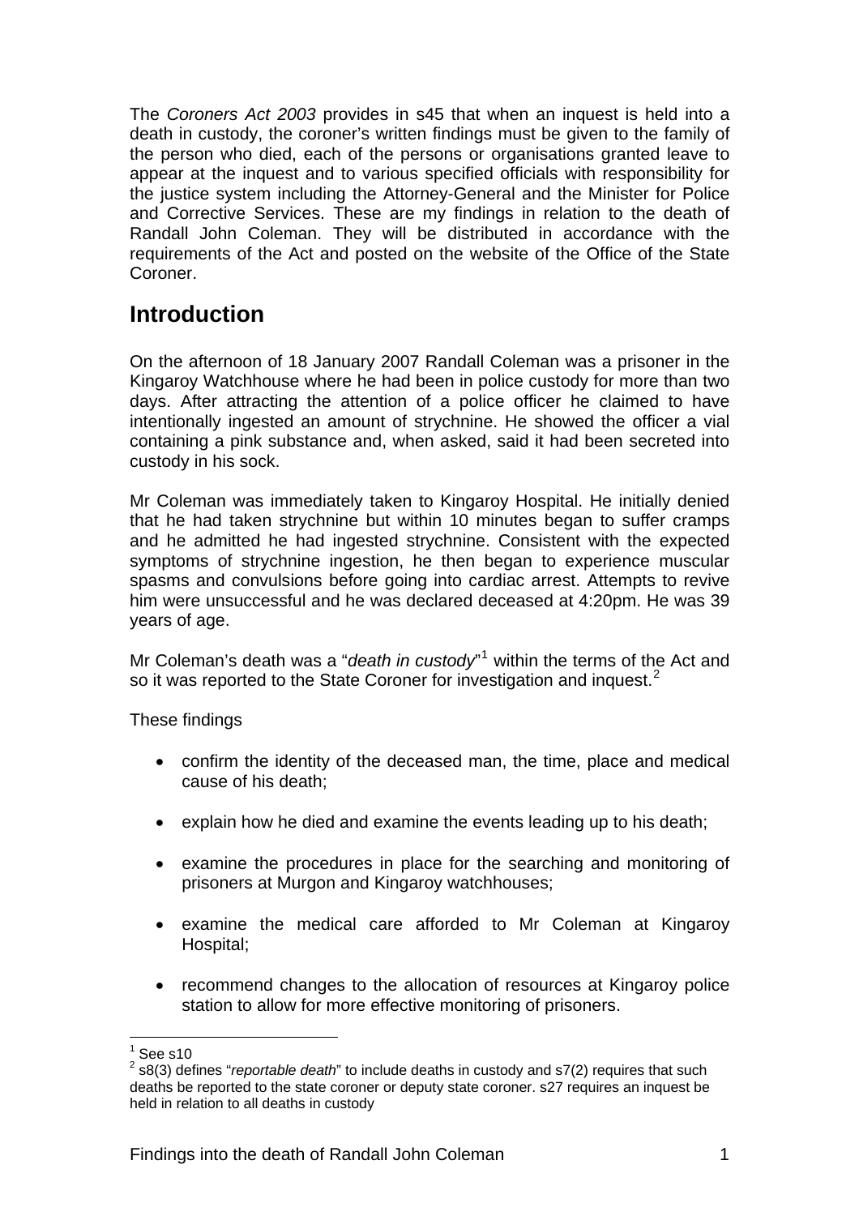The *Coroners Act 2003* provides in s45 that when an inquest is held into a death in custody, the coroner's written findings must be given to the family of the person who died, each of the persons or organisations granted leave to appear at the inquest and to various specified officials with responsibility for the justice system including the Attorney-General and the Minister for Police and Corrective Services. These are my findings in relation to the death of Randall John Coleman. They will be distributed in accordance with the requirements of the Act and posted on the website of the Office of the State Coroner.

## Introduction

On the afternoon of 18 January 2007 Randall Coleman was a prisoner in the Kingaroy Watchhouse where he had been in police custody for more than two days. After attracting the attention of a police officer he claimed to have intentionally ingested an amount of strychnine. He showed the officer a vial containing a pink substance and, when asked, said it had been secreted into custody in his sock.

Mr Coleman was immediately taken to Kingaroy Hospital. He initially denied that he had taken strychnine but within 10 minutes began to suffer cramps and he admitted he had ingested strychnine. Consistent with the expected symptoms of strychnine ingestion, he then began to experience muscular spasms and convulsions before going into cardiac arrest. Attempts to revive him were unsuccessful and he was declared deceased at 4:20pm. He was 39 years of age.

Mr Coleman's death was a "*death in custody*"[1] within the terms of the Act and so it was reported to the State Coroner for investigation and inquest.[2]

These findings

- confirm the identity of the deceased man, the time, place and medical cause of his death;
- explain how he died and examine the events leading up to his death;
- examine the procedures in place for the searching and monitoring of prisoners at Murgon and Kingaroy watchhouses;
- examine the medical care afforded to Mr Coleman at Kingaroy Hospital;
- recommend changes to the allocation of resources at Kingaroy police station to allow for more effective monitoring of prisoners.

[1] See s10

[2] s8(3) defines "*reportable death*" to include deaths in custody and s7(2) requires that such deaths be reported to the state coroner or deputy state coroner. s27 requires an inquest be held in relation to all deaths in custody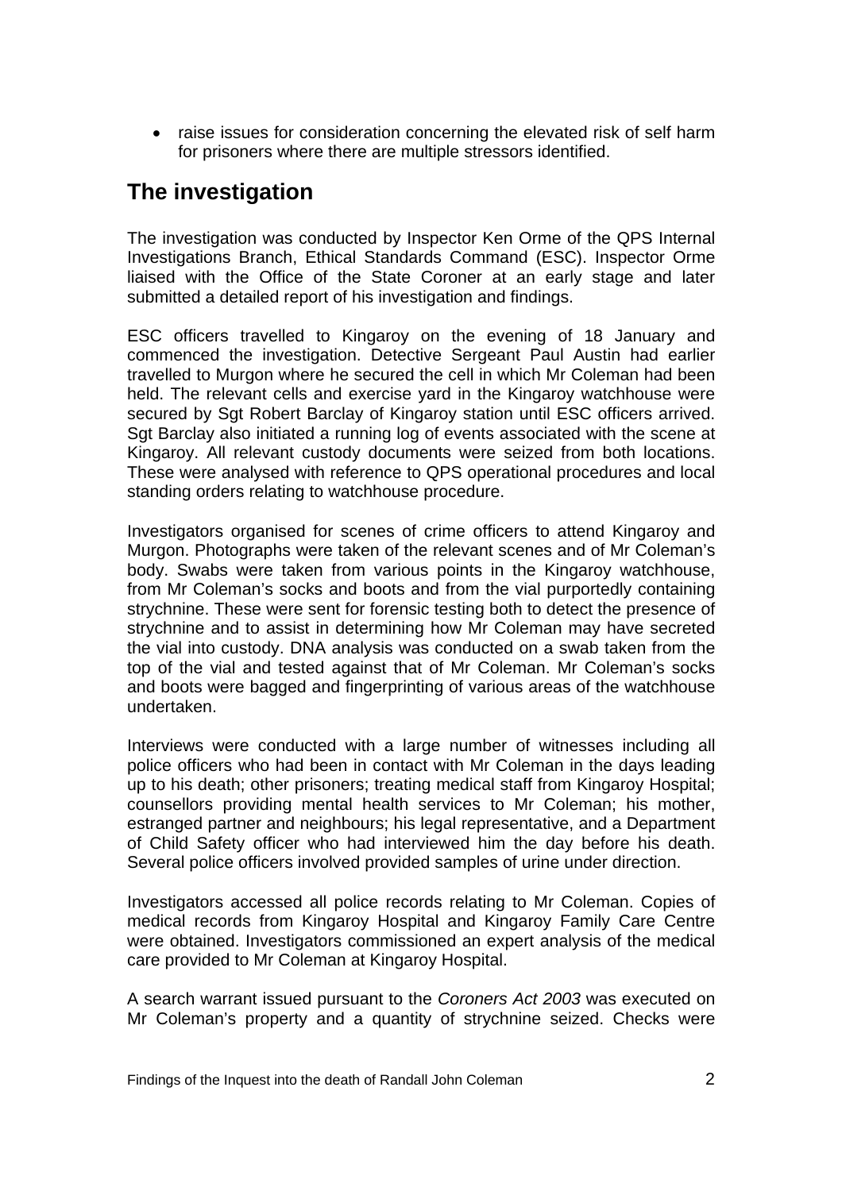- raise issues for consideration concerning the elevated risk of self harm for prisoners where there are multiple stressors identified.

## The investigation

The investigation was conducted by Inspector Ken Orme of the QPS Internal Investigations Branch, Ethical Standards Command (ESC). Inspector Orme liaised with the Office of the State Coroner at an early stage and later submitted a detailed report of his investigation and findings.

ESC officers travelled to Kingaroy on the evening of 18 January and commenced the investigation. Detective Sergeant Paul Austin had earlier travelled to Murgon where he secured the cell in which Mr Coleman had been held. The relevant cells and exercise yard in the Kingaroy watchhouse were secured by Sgt Robert Barclay of Kingaroy station until ESC officers arrived. Sgt Barclay also initiated a running log of events associated with the scene at Kingaroy. All relevant custody documents were seized from both locations. These were analysed with reference to QPS operational procedures and local standing orders relating to watchhouse procedure.

Investigators organised for scenes of crime officers to attend Kingaroy and Murgon. Photographs were taken of the relevant scenes and of Mr Coleman's body. Swabs were taken from various points in the Kingaroy watchhouse, from Mr Coleman's socks and boots and from the vial purportedly containing strychnine. These were sent for forensic testing both to detect the presence of strychnine and to assist in determining how Mr Coleman may have secreted the vial into custody. DNA analysis was conducted on a swab taken from the top of the vial and tested against that of Mr Coleman. Mr Coleman's socks and boots were bagged and fingerprinting of various areas of the watchhouse undertaken.

Interviews were conducted with a large number of witnesses including all police officers who had been in contact with Mr Coleman in the days leading up to his death; other prisoners; treating medical staff from Kingaroy Hospital; counsellors providing mental health services to Mr Coleman; his mother, estranged partner and neighbours; his legal representative, and a Department of Child Safety officer who had interviewed him the day before his death. Several police officers involved provided samples of urine under direction.

Investigators accessed all police records relating to Mr Coleman. Copies of medical records from Kingaroy Hospital and Kingaroy Family Care Centre were obtained. Investigators commissioned an expert analysis of the medical care provided to Mr Coleman at Kingaroy Hospital.

A search warrant issued pursuant to the *Coroners Act 2003* was executed on Mr Coleman's property and a quantity of strychnine seized. Checks were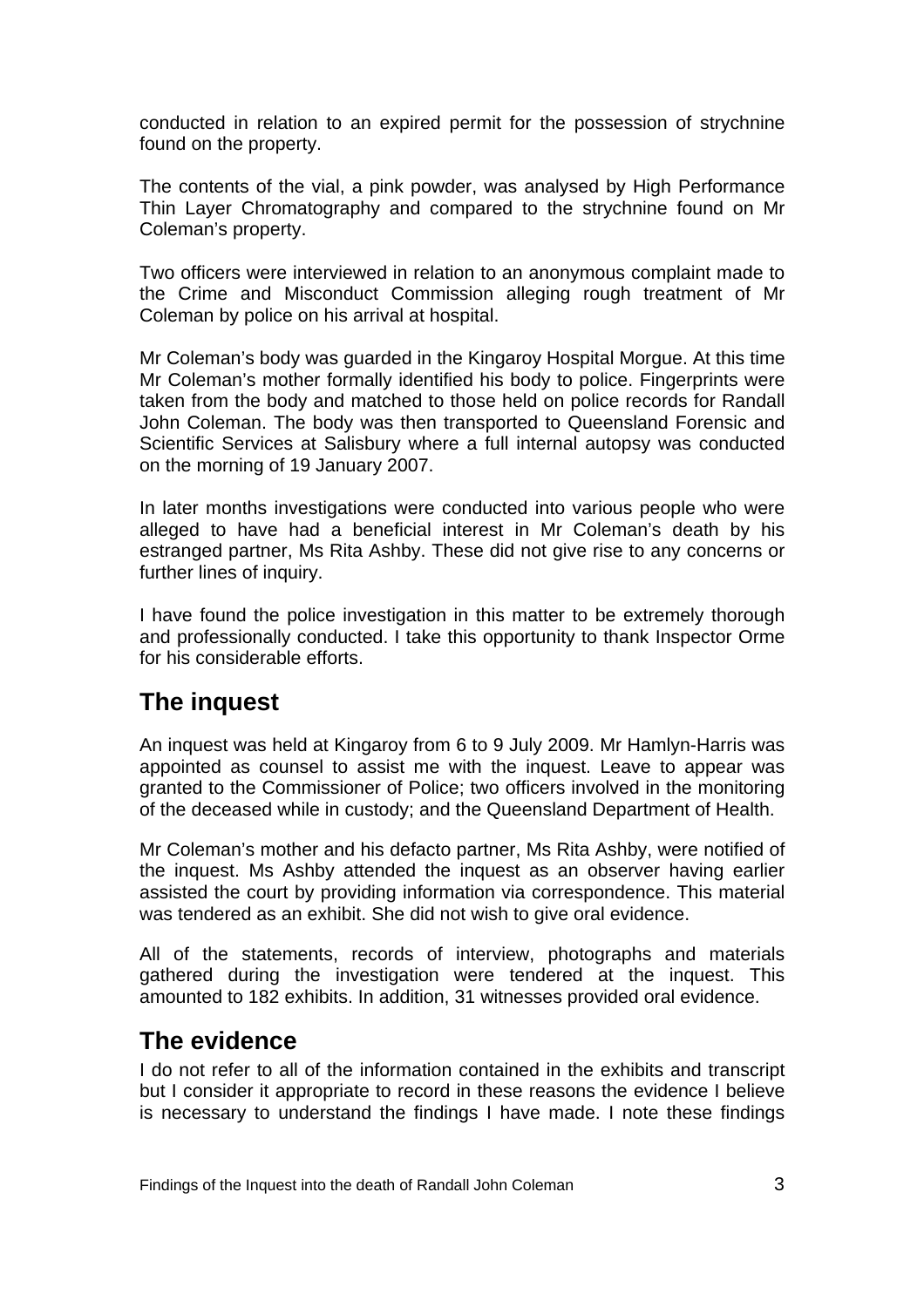conducted in relation to an expired permit for the possession of strychnine found on the property.

The contents of the vial, a pink powder, was analysed by High Performance Thin Layer Chromatography and compared to the strychnine found on Mr Coleman's property.

Two officers were interviewed in relation to an anonymous complaint made to the Crime and Misconduct Commission alleging rough treatment of Mr Coleman by police on his arrival at hospital.

Mr Coleman's body was guarded in the Kingaroy Hospital Morgue. At this time Mr Coleman's mother formally identified his body to police. Fingerprints were taken from the body and matched to those held on police records for Randall John Coleman. The body was then transported to Queensland Forensic and Scientific Services at Salisbury where a full internal autopsy was conducted on the morning of 19 January 2007.

In later months investigations were conducted into various people who were alleged to have had a beneficial interest in Mr Coleman's death by his estranged partner, Ms Rita Ashby. These did not give rise to any concerns or further lines of inquiry.

I have found the police investigation in this matter to be extremely thorough and professionally conducted. I take this opportunity to thank Inspector Orme for his considerable efforts.

## The inquest

An inquest was held at Kingaroy from 6 to 9 July 2009. Mr Hamlyn-Harris was appointed as counsel to assist me with the inquest. Leave to appear was granted to the Commissioner of Police; two officers involved in the monitoring of the deceased while in custody; and the Queensland Department of Health.

Mr Coleman's mother and his defacto partner, Ms Rita Ashby, were notified of the inquest. Ms Ashby attended the inquest as an observer having earlier assisted the court by providing information via correspondence. This material was tendered as an exhibit. She did not wish to give oral evidence.

All of the statements, records of interview, photographs and materials gathered during the investigation were tendered at the inquest. This amounted to 182 exhibits. In addition, 31 witnesses provided oral evidence.

## The evidence

I do not refer to all of the information contained in the exhibits and transcript but I consider it appropriate to record in these reasons the evidence I believe is necessary to understand the findings I have made. I note these findings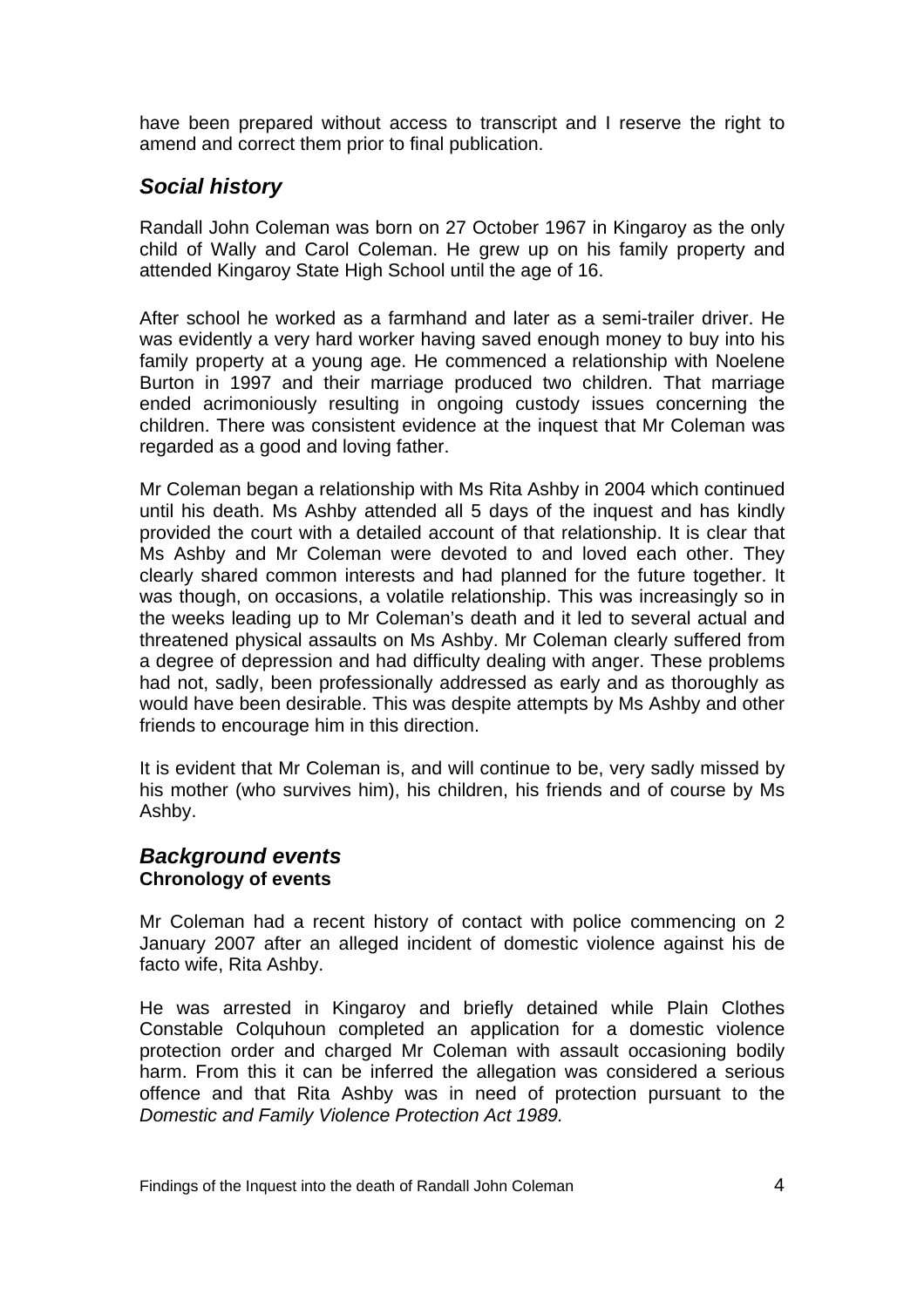have been prepared without access to transcript and I reserve the right to amend and correct them prior to final publication.

## *Social history*

Randall John Coleman was born on 27 October 1967 in Kingaroy as the only child of Wally and Carol Coleman. He grew up on his family property and attended Kingaroy State High School until the age of 16.

After school he worked as a farmhand and later as a semi-trailer driver. He was evidently a very hard worker having saved enough money to buy into his family property at a young age. He commenced a relationship with Noelene Burton in 1997 and their marriage produced two children. That marriage ended acrimoniously resulting in ongoing custody issues concerning the children. There was consistent evidence at the inquest that Mr Coleman was regarded as a good and loving father.

Mr Coleman began a relationship with Ms Rita Ashby in 2004 which continued until his death. Ms Ashby attended all 5 days of the inquest and has kindly provided the court with a detailed account of that relationship. It is clear that Ms Ashby and Mr Coleman were devoted to and loved each other. They clearly shared common interests and had planned for the future together. It was though, on occasions, a volatile relationship. This was increasingly so in the weeks leading up to Mr Coleman's death and it led to several actual and threatened physical assaults on Ms Ashby. Mr Coleman clearly suffered from a degree of depression and had difficulty dealing with anger. These problems had not, sadly, been professionally addressed as early and as thoroughly as would have been desirable. This was despite attempts by Ms Ashby and other friends to encourage him in this direction.

It is evident that Mr Coleman is, and will continue to be, very sadly missed by his mother (who survives him), his children, his friends and of course by Ms Ashby.

## *Background events*

### Chronology of events

Mr Coleman had a recent history of contact with police commencing on 2 January 2007 after an alleged incident of domestic violence against his de facto wife, Rita Ashby.

He was arrested in Kingaroy and briefly detained while Plain Clothes Constable Colquhoun completed an application for a domestic violence protection order and charged Mr Coleman with assault occasioning bodily harm. From this it can be inferred the allegation was considered a serious offence and that Rita Ashby was in need of protection pursuant to the *Domestic and Family Violence Protection Act 1989.*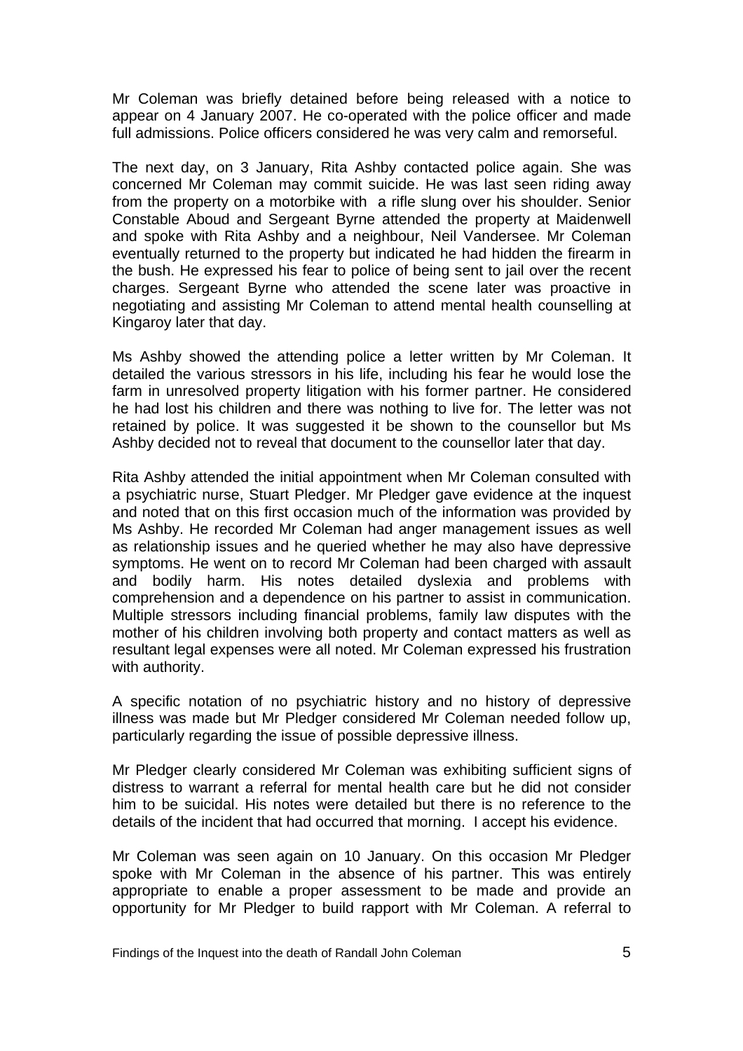Mr Coleman was briefly detained before being released with a notice to appear on 4 January 2007. He co-operated with the police officer and made full admissions. Police officers considered he was very calm and remorseful.

The next day, on 3 January, Rita Ashby contacted police again. She was concerned Mr Coleman may commit suicide. He was last seen riding away from the property on a motorbike with a rifle slung over his shoulder. Senior Constable Aboud and Sergeant Byrne attended the property at Maidenwell and spoke with Rita Ashby and a neighbour, Neil Vandersee. Mr Coleman eventually returned to the property but indicated he had hidden the firearm in the bush. He expressed his fear to police of being sent to jail over the recent charges. Sergeant Byrne who attended the scene later was proactive in negotiating and assisting Mr Coleman to attend mental health counselling at Kingaroy later that day.

Ms Ashby showed the attending police a letter written by Mr Coleman. It detailed the various stressors in his life, including his fear he would lose the farm in unresolved property litigation with his former partner. He considered he had lost his children and there was nothing to live for. The letter was not retained by police. It was suggested it be shown to the counsellor but Ms Ashby decided not to reveal that document to the counsellor later that day.

Rita Ashby attended the initial appointment when Mr Coleman consulted with a psychiatric nurse, Stuart Pledger. Mr Pledger gave evidence at the inquest and noted that on this first occasion much of the information was provided by Ms Ashby. He recorded Mr Coleman had anger management issues as well as relationship issues and he queried whether he may also have depressive symptoms. He went on to record Mr Coleman had been charged with assault and bodily harm. His notes detailed dyslexia and problems with comprehension and a dependence on his partner to assist in communication. Multiple stressors including financial problems, family law disputes with the mother of his children involving both property and contact matters as well as resultant legal expenses were all noted. Mr Coleman expressed his frustration with authority.

A specific notation of no psychiatric history and no history of depressive illness was made but Mr Pledger considered Mr Coleman needed follow up, particularly regarding the issue of possible depressive illness.

Mr Pledger clearly considered Mr Coleman was exhibiting sufficient signs of distress to warrant a referral for mental health care but he did not consider him to be suicidal. His notes were detailed but there is no reference to the details of the incident that had occurred that morning. I accept his evidence.

Mr Coleman was seen again on 10 January. On this occasion Mr Pledger spoke with Mr Coleman in the absence of his partner. This was entirely appropriate to enable a proper assessment to be made and provide an opportunity for Mr Pledger to build rapport with Mr Coleman. A referral to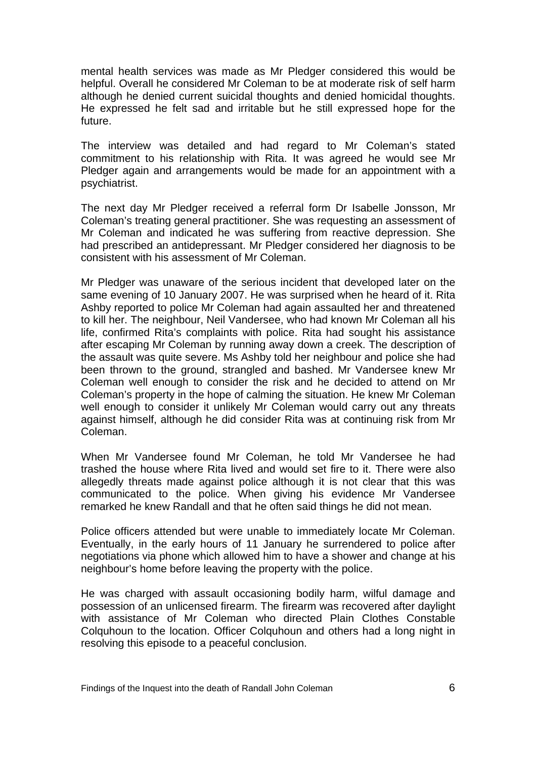mental health services was made as Mr Pledger considered this would be helpful. Overall he considered Mr Coleman to be at moderate risk of self harm although he denied current suicidal thoughts and denied homicidal thoughts. He expressed he felt sad and irritable but he still expressed hope for the future.

The interview was detailed and had regard to Mr Coleman's stated commitment to his relationship with Rita. It was agreed he would see Mr Pledger again and arrangements would be made for an appointment with a psychiatrist.

The next day Mr Pledger received a referral form Dr Isabelle Jonsson, Mr Coleman's treating general practitioner. She was requesting an assessment of Mr Coleman and indicated he was suffering from reactive depression. She had prescribed an antidepressant. Mr Pledger considered her diagnosis to be consistent with his assessment of Mr Coleman.

Mr Pledger was unaware of the serious incident that developed later on the same evening of 10 January 2007. He was surprised when he heard of it. Rita Ashby reported to police Mr Coleman had again assaulted her and threatened to kill her. The neighbour, Neil Vandersee, who had known Mr Coleman all his life, confirmed Rita's complaints with police. Rita had sought his assistance after escaping Mr Coleman by running away down a creek. The description of the assault was quite severe. Ms Ashby told her neighbour and police she had been thrown to the ground, strangled and bashed. Mr Vandersee knew Mr Coleman well enough to consider the risk and he decided to attend on Mr Coleman's property in the hope of calming the situation. He knew Mr Coleman well enough to consider it unlikely Mr Coleman would carry out any threats against himself, although he did consider Rita was at continuing risk from Mr Coleman.

When Mr Vandersee found Mr Coleman, he told Mr Vandersee he had trashed the house where Rita lived and would set fire to it. There were also allegedly threats made against police although it is not clear that this was communicated to the police. When giving his evidence Mr Vandersee remarked he knew Randall and that he often said things he did not mean.

Police officers attended but were unable to immediately locate Mr Coleman. Eventually, in the early hours of 11 January he surrendered to police after negotiations via phone which allowed him to have a shower and change at his neighbour's home before leaving the property with the police.

He was charged with assault occasioning bodily harm, wilful damage and possession of an unlicensed firearm. The firearm was recovered after daylight with assistance of Mr Coleman who directed Plain Clothes Constable Colquhoun to the location. Officer Colquhoun and others had a long night in resolving this episode to a peaceful conclusion.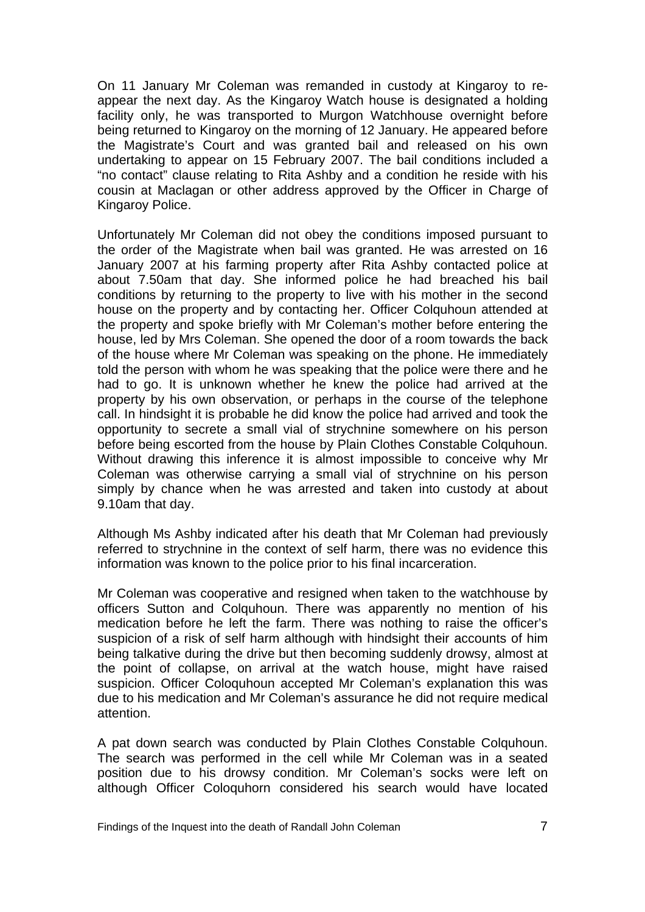On 11 January Mr Coleman was remanded in custody at Kingaroy to re-appear the next day. As the Kingaroy Watch house is designated a holding facility only, he was transported to Murgon Watchhouse overnight before being returned to Kingaroy on the morning of 12 January. He appeared before the Magistrate's Court and was granted bail and released on his own undertaking to appear on 15 February 2007. The bail conditions included a "no contact" clause relating to Rita Ashby and a condition he reside with his cousin at Maclagan or other address approved by the Officer in Charge of Kingaroy Police.

Unfortunately Mr Coleman did not obey the conditions imposed pursuant to the order of the Magistrate when bail was granted. He was arrested on 16 January 2007 at his farming property after Rita Ashby contacted police at about 7.50am that day. She informed police he had breached his bail conditions by returning to the property to live with his mother in the second house on the property and by contacting her. Officer Colquhoun attended at the property and spoke briefly with Mr Coleman's mother before entering the house, led by Mrs Coleman. She opened the door of a room towards the back of the house where Mr Coleman was speaking on the phone. He immediately told the person with whom he was speaking that the police were there and he had to go. It is unknown whether he knew the police had arrived at the property by his own observation, or perhaps in the course of the telephone call. In hindsight it is probable he did know the police had arrived and took the opportunity to secrete a small vial of strychnine somewhere on his person before being escorted from the house by Plain Clothes Constable Colquhoun. Without drawing this inference it is almost impossible to conceive why Mr Coleman was otherwise carrying a small vial of strychnine on his person simply by chance when he was arrested and taken into custody at about 9.10am that day.

Although Ms Ashby indicated after his death that Mr Coleman had previously referred to strychnine in the context of self harm, there was no evidence this information was known to the police prior to his final incarceration.

Mr Coleman was cooperative and resigned when taken to the watchhouse by officers Sutton and Colquhoun. There was apparently no mention of his medication before he left the farm. There was nothing to raise the officer's suspicion of a risk of self harm although with hindsight their accounts of him being talkative during the drive but then becoming suddenly drowsy, almost at the point of collapse, on arrival at the watch house, might have raised suspicion. Officer Coloquhoun accepted Mr Coleman's explanation this was due to his medication and Mr Coleman's assurance he did not require medical attention.

A pat down search was conducted by Plain Clothes Constable Colquhoun. The search was performed in the cell while Mr Coleman was in a seated position due to his drowsy condition. Mr Coleman's socks were left on although Officer Coloquhorn considered his search would have located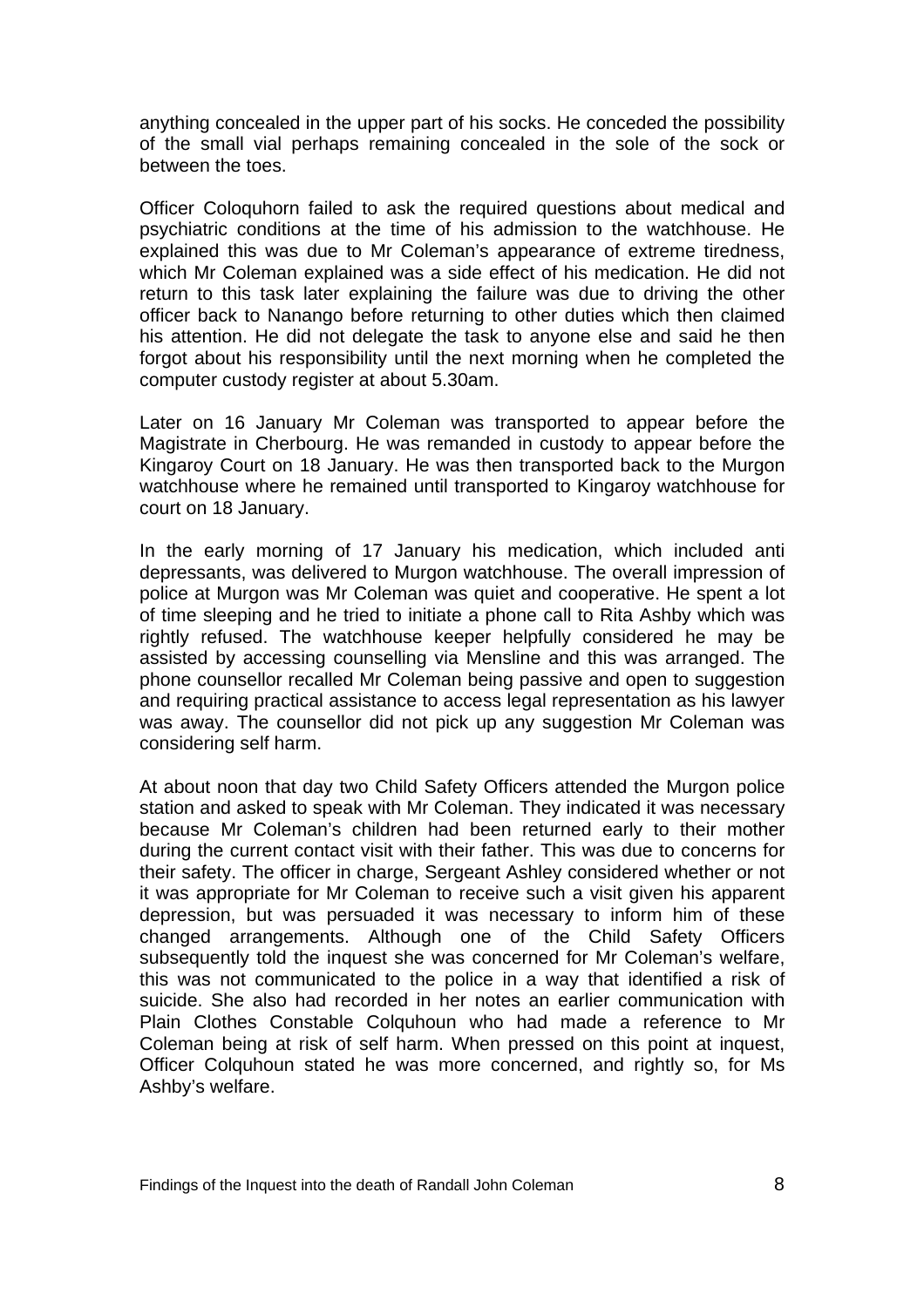anything concealed in the upper part of his socks. He conceded the possibility of the small vial perhaps remaining concealed in the sole of the sock or between the toes.

Officer Coloquhorn failed to ask the required questions about medical and psychiatric conditions at the time of his admission to the watchhouse. He explained this was due to Mr Coleman's appearance of extreme tiredness, which Mr Coleman explained was a side effect of his medication. He did not return to this task later explaining the failure was due to driving the other officer back to Nanango before returning to other duties which then claimed his attention. He did not delegate the task to anyone else and said he then forgot about his responsibility until the next morning when he completed the computer custody register at about 5.30am.

Later on 16 January Mr Coleman was transported to appear before the Magistrate in Cherbourg. He was remanded in custody to appear before the Kingaroy Court on 18 January. He was then transported back to the Murgon watchhouse where he remained until transported to Kingaroy watchhouse for court on 18 January.

In the early morning of 17 January his medication, which included anti depressants, was delivered to Murgon watchhouse. The overall impression of police at Murgon was Mr Coleman was quiet and cooperative. He spent a lot of time sleeping and he tried to initiate a phone call to Rita Ashby which was rightly refused. The watchhouse keeper helpfully considered he may be assisted by accessing counselling via Mensline and this was arranged. The phone counsellor recalled Mr Coleman being passive and open to suggestion and requiring practical assistance to access legal representation as his lawyer was away. The counsellor did not pick up any suggestion Mr Coleman was considering self harm.

At about noon that day two Child Safety Officers attended the Murgon police station and asked to speak with Mr Coleman. They indicated it was necessary because Mr Coleman's children had been returned early to their mother during the current contact visit with their father. This was due to concerns for their safety. The officer in charge, Sergeant Ashley considered whether or not it was appropriate for Mr Coleman to receive such a visit given his apparent depression, but was persuaded it was necessary to inform him of these changed arrangements. Although one of the Child Safety Officers subsequently told the inquest she was concerned for Mr Coleman's welfare, this was not communicated to the police in a way that identified a risk of suicide. She also had recorded in her notes an earlier communication with Plain Clothes Constable Colquhoun who had made a reference to Mr Coleman being at risk of self harm. When pressed on this point at inquest, Officer Colquhoun stated he was more concerned, and rightly so, for Ms Ashby's welfare.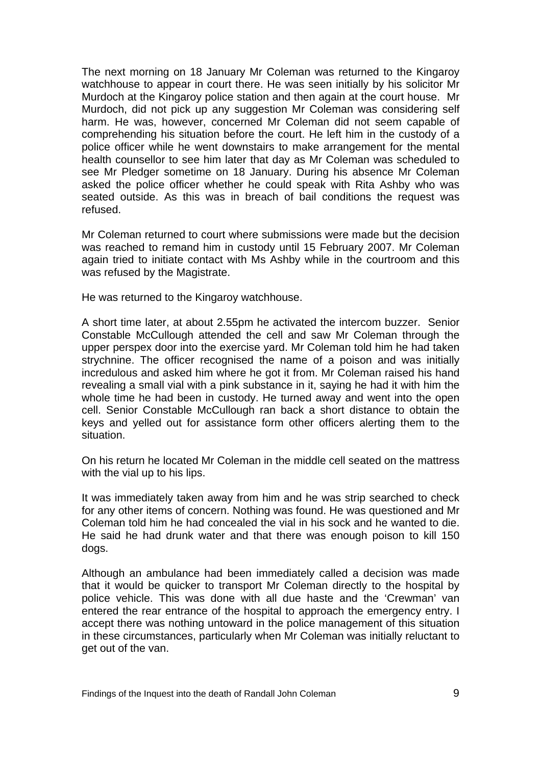The next morning on 18 January Mr Coleman was returned to the Kingaroy watchhouse to appear in court there. He was seen initially by his solicitor Mr Murdoch at the Kingaroy police station and then again at the court house. Mr Murdoch, did not pick up any suggestion Mr Coleman was considering self harm. He was, however, concerned Mr Coleman did not seem capable of comprehending his situation before the court. He left him in the custody of a police officer while he went downstairs to make arrangement for the mental health counsellor to see him later that day as Mr Coleman was scheduled to see Mr Pledger sometime on 18 January. During his absence Mr Coleman asked the police officer whether he could speak with Rita Ashby who was seated outside. As this was in breach of bail conditions the request was refused.

Mr Coleman returned to court where submissions were made but the decision was reached to remand him in custody until 15 February 2007. Mr Coleman again tried to initiate contact with Ms Ashby while in the courtroom and this was refused by the Magistrate.

He was returned to the Kingaroy watchhouse.

A short time later, at about 2.55pm he activated the intercom buzzer. Senior Constable McCullough attended the cell and saw Mr Coleman through the upper perspex door into the exercise yard. Mr Coleman told him he had taken strychnine. The officer recognised the name of a poison and was initially incredulous and asked him where he got it from. Mr Coleman raised his hand revealing a small vial with a pink substance in it, saying he had it with him the whole time he had been in custody. He turned away and went into the open cell. Senior Constable McCullough ran back a short distance to obtain the keys and yelled out for assistance form other officers alerting them to the situation.

On his return he located Mr Coleman in the middle cell seated on the mattress with the vial up to his lips.

It was immediately taken away from him and he was strip searched to check for any other items of concern. Nothing was found. He was questioned and Mr Coleman told him he had concealed the vial in his sock and he wanted to die. He said he had drunk water and that there was enough poison to kill 150 dogs.

Although an ambulance had been immediately called a decision was made that it would be quicker to transport Mr Coleman directly to the hospital by police vehicle. This was done with all due haste and the 'Crewman' van entered the rear entrance of the hospital to approach the emergency entry. I accept there was nothing untoward in the police management of this situation in these circumstances, particularly when Mr Coleman was initially reluctant to get out of the van.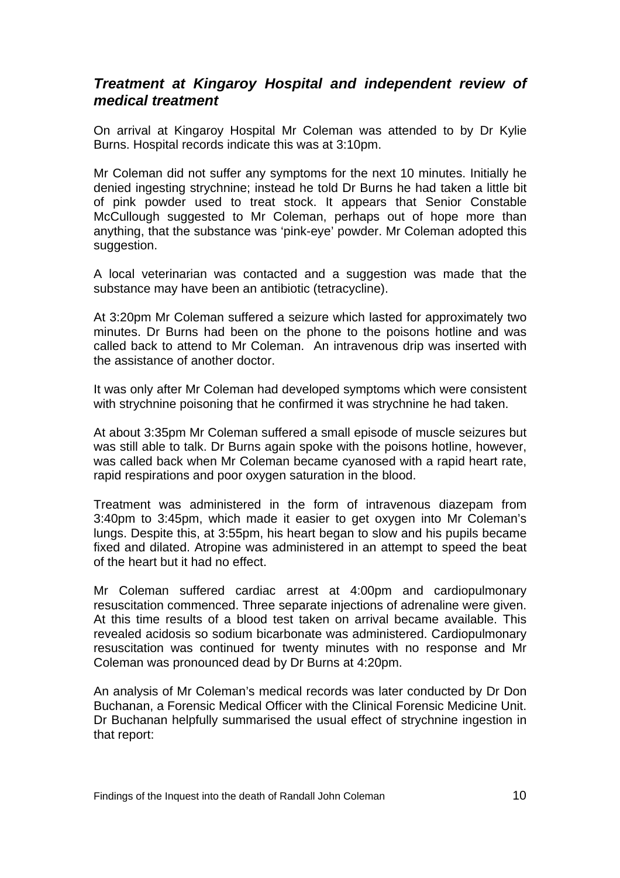### *Treatment at Kingaroy Hospital and independent review of medical treatment*

On arrival at Kingaroy Hospital Mr Coleman was attended to by Dr Kylie Burns. Hospital records indicate this was at 3:10pm.

Mr Coleman did not suffer any symptoms for the next 10 minutes. Initially he denied ingesting strychnine; instead he told Dr Burns he had taken a little bit of pink powder used to treat stock. It appears that Senior Constable McCullough suggested to Mr Coleman, perhaps out of hope more than anything, that the substance was 'pink-eye' powder. Mr Coleman adopted this suggestion.

A local veterinarian was contacted and a suggestion was made that the substance may have been an antibiotic (tetracycline).

At 3:20pm Mr Coleman suffered a seizure which lasted for approximately two minutes. Dr Burns had been on the phone to the poisons hotline and was called back to attend to Mr Coleman. An intravenous drip was inserted with the assistance of another doctor.

It was only after Mr Coleman had developed symptoms which were consistent with strychnine poisoning that he confirmed it was strychnine he had taken.

At about 3:35pm Mr Coleman suffered a small episode of muscle seizures but was still able to talk. Dr Burns again spoke with the poisons hotline, however, was called back when Mr Coleman became cyanosed with a rapid heart rate, rapid respirations and poor oxygen saturation in the blood.

Treatment was administered in the form of intravenous diazepam from 3:40pm to 3:45pm, which made it easier to get oxygen into Mr Coleman's lungs. Despite this, at 3:55pm, his heart began to slow and his pupils became fixed and dilated. Atropine was administered in an attempt to speed the beat of the heart but it had no effect.

Mr Coleman suffered cardiac arrest at 4:00pm and cardiopulmonary resuscitation commenced. Three separate injections of adrenaline were given. At this time results of a blood test taken on arrival became available. This revealed acidosis so sodium bicarbonate was administered. Cardiopulmonary resuscitation was continued for twenty minutes with no response and Mr Coleman was pronounced dead by Dr Burns at 4:20pm.

An analysis of Mr Coleman's medical records was later conducted by Dr Don Buchanan, a Forensic Medical Officer with the Clinical Forensic Medicine Unit. Dr Buchanan helpfully summarised the usual effect of strychnine ingestion in that report: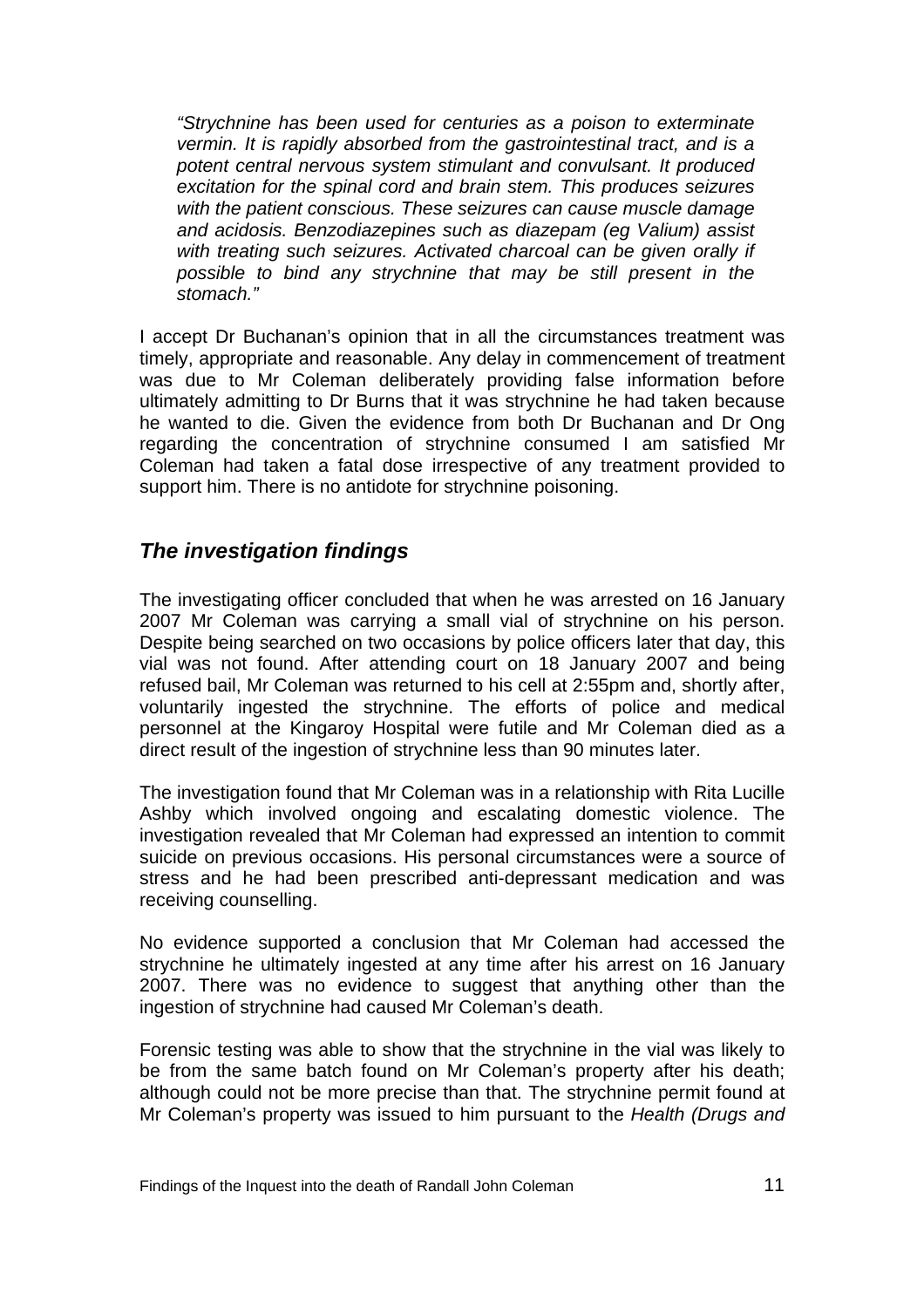> *"Strychnine has been used for centuries as a poison to exterminate vermin. It is rapidly absorbed from the gastrointestinal tract, and is a potent central nervous system stimulant and convulsant. It produced excitation for the spinal cord and brain stem. This produces seizures with the patient conscious. These seizures can cause muscle damage and acidosis. Benzodiazepines such as diazepam (eg Valium) assist with treating such seizures. Activated charcoal can be given orally if possible to bind any strychnine that may be still present in the stomach."*

I accept Dr Buchanan's opinion that in all the circumstances treatment was timely, appropriate and reasonable. Any delay in commencement of treatment was due to Mr Coleman deliberately providing false information before ultimately admitting to Dr Burns that it was strychnine he had taken because he wanted to die. Given the evidence from both Dr Buchanan and Dr Ong regarding the concentration of strychnine consumed I am satisfied Mr Coleman had taken a fatal dose irrespective of any treatment provided to support him. There is no antidote for strychnine poisoning.

## *The investigation findings*

The investigating officer concluded that when he was arrested on 16 January 2007 Mr Coleman was carrying a small vial of strychnine on his person. Despite being searched on two occasions by police officers later that day, this vial was not found. After attending court on 18 January 2007 and being refused bail, Mr Coleman was returned to his cell at 2:55pm and, shortly after, voluntarily ingested the strychnine. The efforts of police and medical personnel at the Kingaroy Hospital were futile and Mr Coleman died as a direct result of the ingestion of strychnine less than 90 minutes later.

The investigation found that Mr Coleman was in a relationship with Rita Lucille Ashby which involved ongoing and escalating domestic violence. The investigation revealed that Mr Coleman had expressed an intention to commit suicide on previous occasions. His personal circumstances were a source of stress and he had been prescribed anti-depressant medication and was receiving counselling.

No evidence supported a conclusion that Mr Coleman had accessed the strychnine he ultimately ingested at any time after his arrest on 16 January 2007. There was no evidence to suggest that anything other than the ingestion of strychnine had caused Mr Coleman's death.

Forensic testing was able to show that the strychnine in the vial was likely to be from the same batch found on Mr Coleman's property after his death; although could not be more precise than that. The strychnine permit found at Mr Coleman's property was issued to him pursuant to the *Health (Drugs and*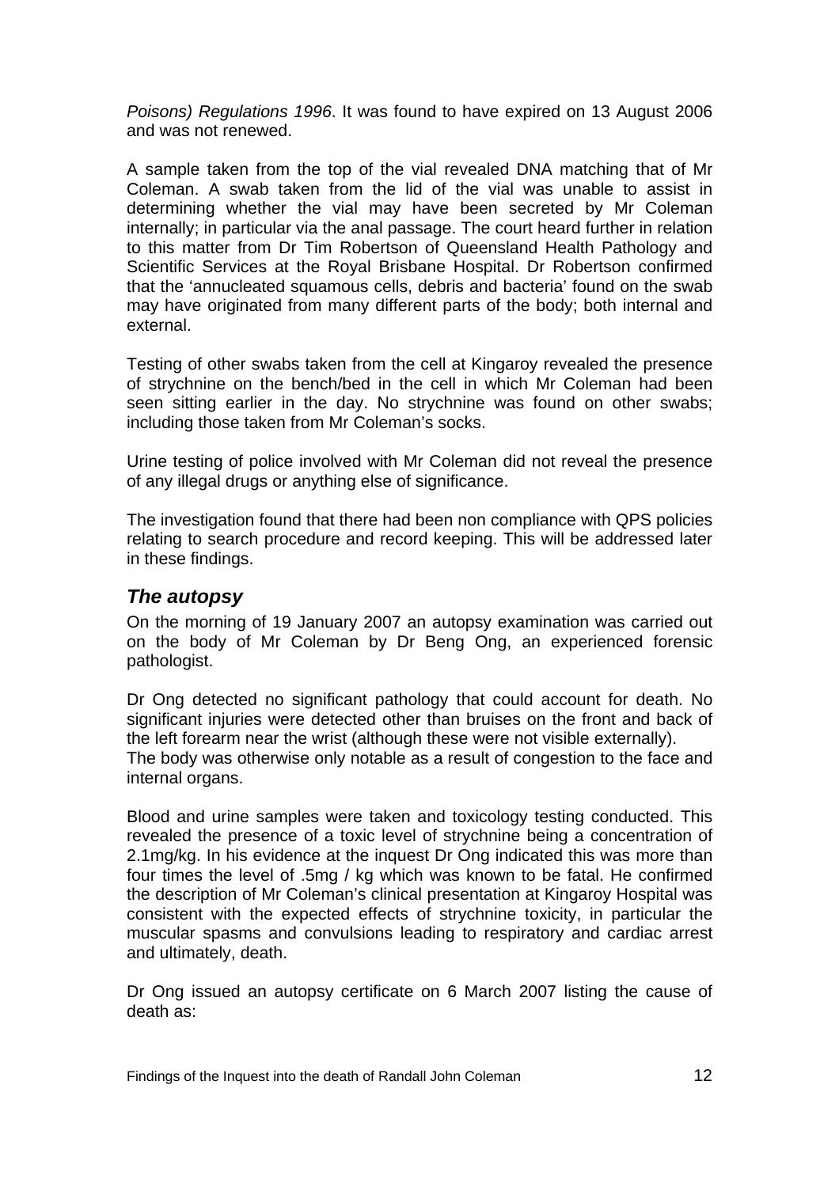*Poisons) Regulations 1996*. It was found to have expired on 13 August 2006 and was not renewed.

A sample taken from the top of the vial revealed DNA matching that of Mr Coleman. A swab taken from the lid of the vial was unable to assist in determining whether the vial may have been secreted by Mr Coleman internally; in particular via the anal passage. The court heard further in relation to this matter from Dr Tim Robertson of Queensland Health Pathology and Scientific Services at the Royal Brisbane Hospital. Dr Robertson confirmed that the 'annucleated squamous cells, debris and bacteria' found on the swab may have originated from many different parts of the body; both internal and external.

Testing of other swabs taken from the cell at Kingaroy revealed the presence of strychnine on the bench/bed in the cell in which Mr Coleman had been seen sitting earlier in the day. No strychnine was found on other swabs; including those taken from Mr Coleman's socks.

Urine testing of police involved with Mr Coleman did not reveal the presence of any illegal drugs or anything else of significance.

The investigation found that there had been non compliance with QPS policies relating to search procedure and record keeping. This will be addressed later in these findings.

## *The autopsy*

On the morning of 19 January 2007 an autopsy examination was carried out on the body of Mr Coleman by Dr Beng Ong, an experienced forensic pathologist.

Dr Ong detected no significant pathology that could account for death. No significant injuries were detected other than bruises on the front and back of the left forearm near the wrist (although these were not visible externally). The body was otherwise only notable as a result of congestion to the face and internal organs.

Blood and urine samples were taken and toxicology testing conducted. This revealed the presence of a toxic level of strychnine being a concentration of 2.1mg/kg. In his evidence at the inquest Dr Ong indicated this was more than four times the level of .5mg / kg which was known to be fatal. He confirmed the description of Mr Coleman's clinical presentation at Kingaroy Hospital was consistent with the expected effects of strychnine toxicity, in particular the muscular spasms and convulsions leading to respiratory and cardiac arrest and ultimately, death.

Dr Ong issued an autopsy certificate on 6 March 2007 listing the cause of death as: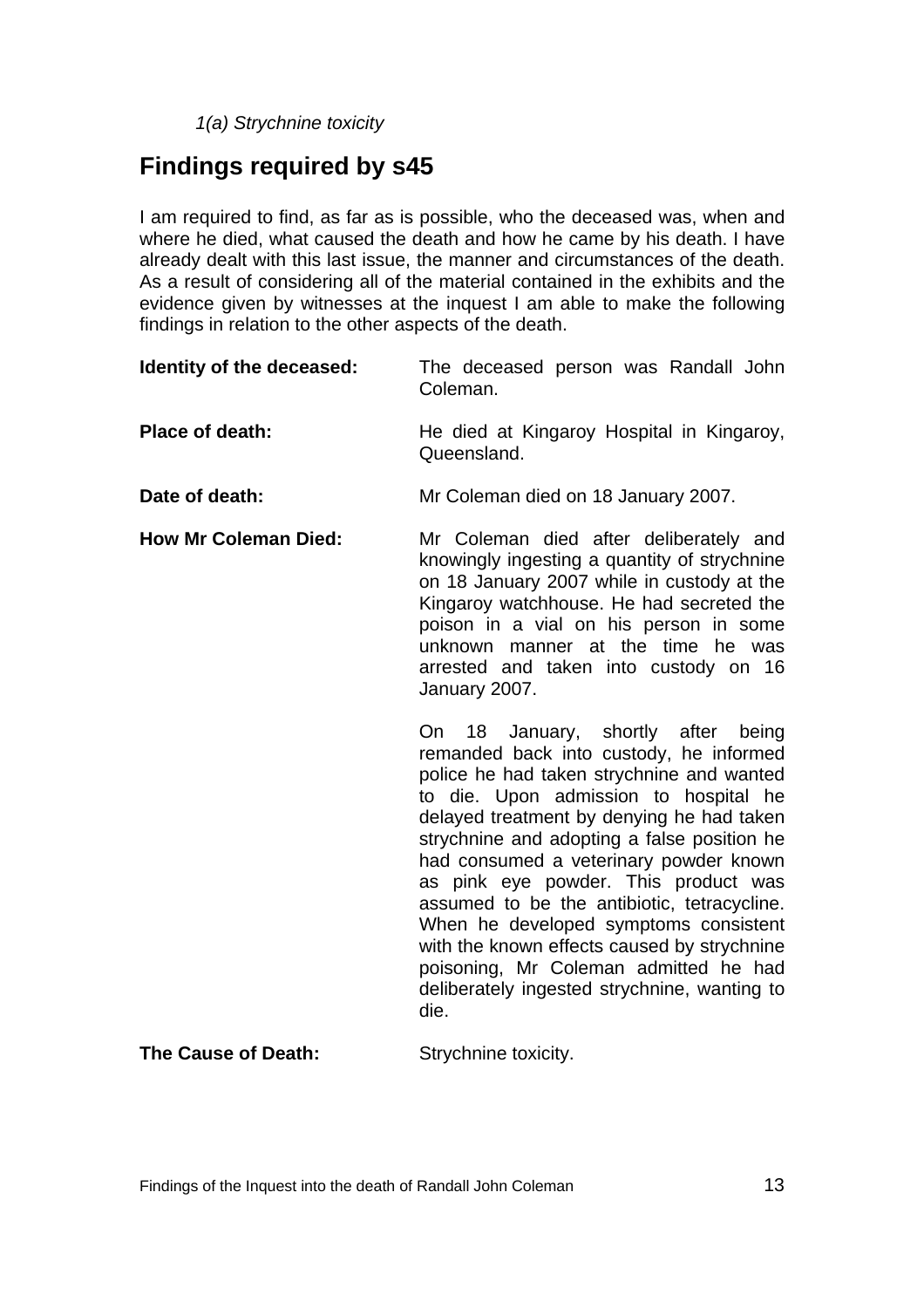*1(a) Strychnine toxicity*

## Findings required by s45

I am required to find, as far as is possible, who the deceased was, when and where he died, what caused the death and how he came by his death. I have already dealt with this last issue, the manner and circumstances of the death. As a result of considering all of the material contained in the exhibits and the evidence given by witnesses at the inquest I am able to make the following findings in relation to the other aspects of the death.

**Identity of the deceased:** The deceased person was Randall John Coleman.

**Place of death:** He died at Kingaroy Hospital in Kingaroy, Queensland.

**Date of death:** Mr Coleman died on 18 January 2007.

**How Mr Coleman Died:** Mr Coleman died after deliberately and knowingly ingesting a quantity of strychnine on 18 January 2007 while in custody at the Kingaroy watchhouse. He had secreted the poison in a vial on his person in some unknown manner at the time he was arrested and taken into custody on 16 January 2007.

On 18 January, shortly after being remanded back into custody, he informed police he had taken strychnine and wanted to die. Upon admission to hospital he delayed treatment by denying he had taken strychnine and adopting a false position he had consumed a veterinary powder known as pink eye powder. This product was assumed to be the antibiotic, tetracycline. When he developed symptoms consistent with the known effects caused by strychnine poisoning, Mr Coleman admitted he had deliberately ingested strychnine, wanting to die.

**The Cause of Death:** Strychnine toxicity.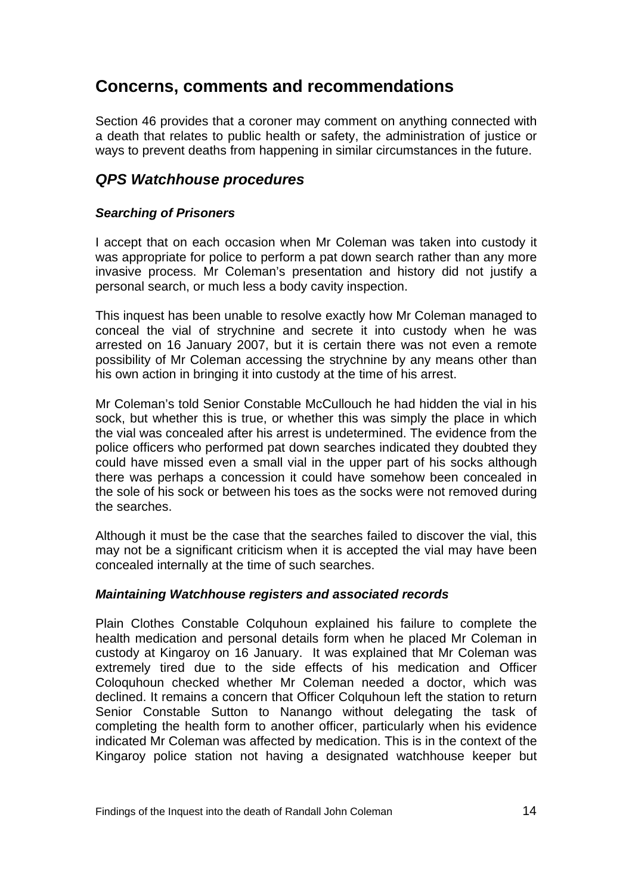# Concerns, comments and recommendations

Section 46 provides that a coroner may comment on anything connected with a death that relates to public health or safety, the administration of justice or ways to prevent deaths from happening in similar circumstances in the future.

## *QPS Watchhouse procedures*

### *Searching of Prisoners*

I accept that on each occasion when Mr Coleman was taken into custody it was appropriate for police to perform a pat down search rather than any more invasive process. Mr Coleman's presentation and history did not justify a personal search, or much less a body cavity inspection.

This inquest has been unable to resolve exactly how Mr Coleman managed to conceal the vial of strychnine and secrete it into custody when he was arrested on 16 January 2007, but it is certain there was not even a remote possibility of Mr Coleman accessing the strychnine by any means other than his own action in bringing it into custody at the time of his arrest.

Mr Coleman's told Senior Constable McCullouch he had hidden the vial in his sock, but whether this is true, or whether this was simply the place in which the vial was concealed after his arrest is undetermined. The evidence from the police officers who performed pat down searches indicated they doubted they could have missed even a small vial in the upper part of his socks although there was perhaps a concession it could have somehow been concealed in the sole of his sock or between his toes as the socks were not removed during the searches.

Although it must be the case that the searches failed to discover the vial, this may not be a significant criticism when it is accepted the vial may have been concealed internally at the time of such searches.

### *Maintaining Watchhouse registers and associated records*

Plain Clothes Constable Colquhoun explained his failure to complete the health medication and personal details form when he placed Mr Coleman in custody at Kingaroy on 16 January. It was explained that Mr Coleman was extremely tired due to the side effects of his medication and Officer Coloquhoun checked whether Mr Coleman needed a doctor, which was declined. It remains a concern that Officer Colquhoun left the station to return Senior Constable Sutton to Nanango without delegating the task of completing the health form to another officer, particularly when his evidence indicated Mr Coleman was affected by medication. This is in the context of the Kingaroy police station not having a designated watchhouse keeper but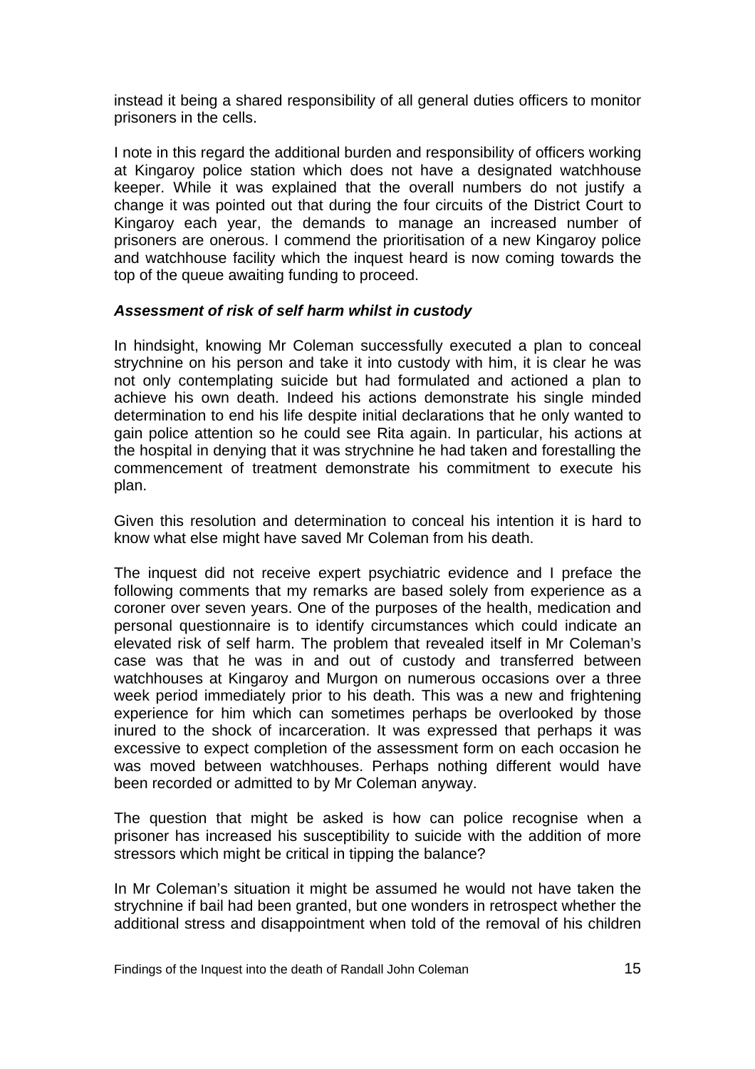instead it being a shared responsibility of all general duties officers to monitor prisoners in the cells.

I note in this regard the additional burden and responsibility of officers working at Kingaroy police station which does not have a designated watchhouse keeper. While it was explained that the overall numbers do not justify a change it was pointed out that during the four circuits of the District Court to Kingaroy each year, the demands to manage an increased number of prisoners are onerous. I commend the prioritisation of a new Kingaroy police and watchhouse facility which the inquest heard is now coming towards the top of the queue awaiting funding to proceed.

### *Assessment of risk of self harm whilst in custody*

In hindsight, knowing Mr Coleman successfully executed a plan to conceal strychnine on his person and take it into custody with him, it is clear he was not only contemplating suicide but had formulated and actioned a plan to achieve his own death. Indeed his actions demonstrate his single minded determination to end his life despite initial declarations that he only wanted to gain police attention so he could see Rita again. In particular, his actions at the hospital in denying that it was strychnine he had taken and forestalling the commencement of treatment demonstrate his commitment to execute his plan.

Given this resolution and determination to conceal his intention it is hard to know what else might have saved Mr Coleman from his death.

The inquest did not receive expert psychiatric evidence and I preface the following comments that my remarks are based solely from experience as a coroner over seven years. One of the purposes of the health, medication and personal questionnaire is to identify circumstances which could indicate an elevated risk of self harm. The problem that revealed itself in Mr Coleman's case was that he was in and out of custody and transferred between watchhouses at Kingaroy and Murgon on numerous occasions over a three week period immediately prior to his death. This was a new and frightening experience for him which can sometimes perhaps be overlooked by those inured to the shock of incarceration. It was expressed that perhaps it was excessive to expect completion of the assessment form on each occasion he was moved between watchhouses. Perhaps nothing different would have been recorded or admitted to by Mr Coleman anyway.

The question that might be asked is how can police recognise when a prisoner has increased his susceptibility to suicide with the addition of more stressors which might be critical in tipping the balance?

In Mr Coleman's situation it might be assumed he would not have taken the strychnine if bail had been granted, but one wonders in retrospect whether the additional stress and disappointment when told of the removal of his children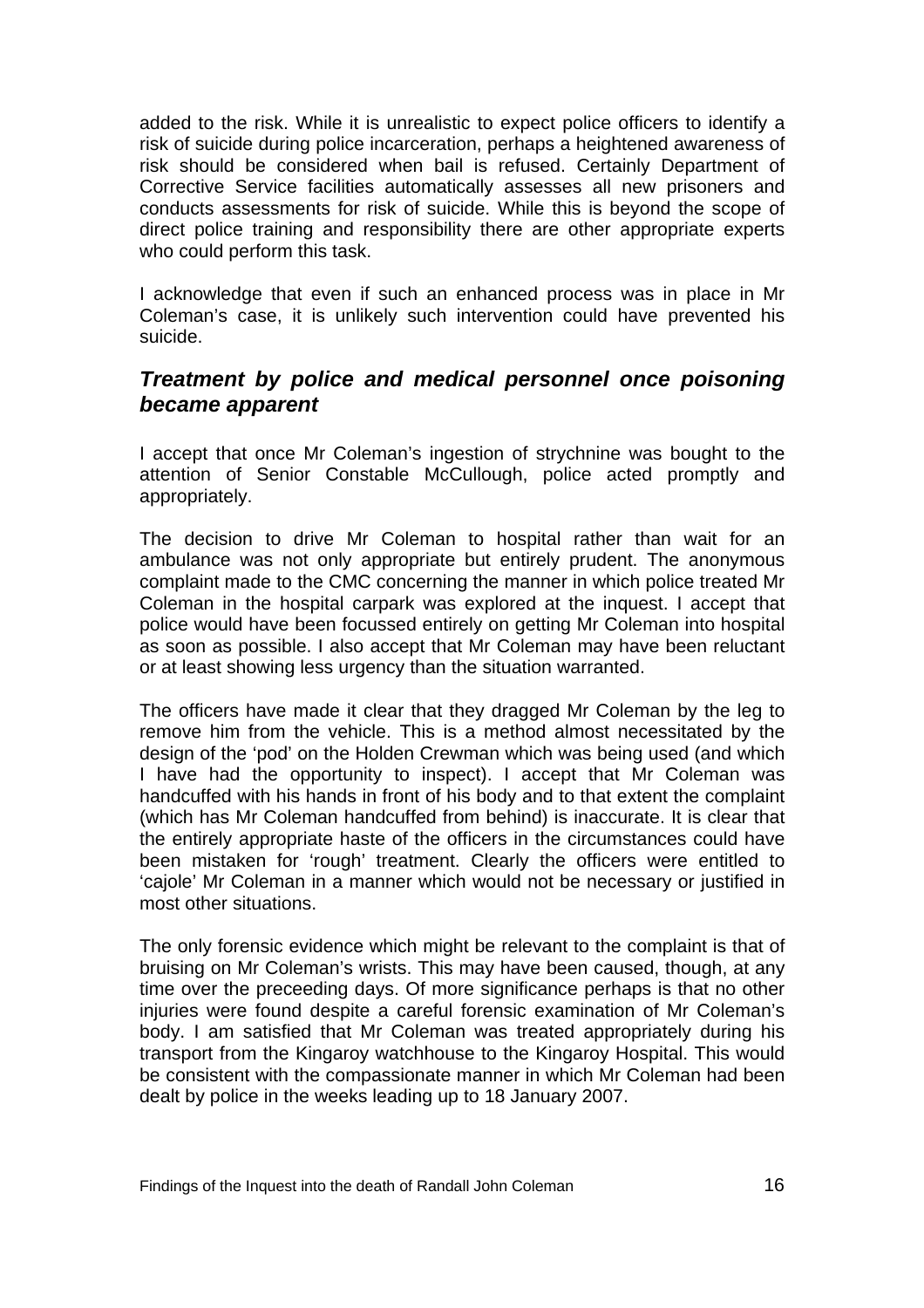added to the risk. While it is unrealistic to expect police officers to identify a risk of suicide during police incarceration, perhaps a heightened awareness of risk should be considered when bail is refused. Certainly Department of Corrective Service facilities automatically assesses all new prisoners and conducts assessments for risk of suicide. While this is beyond the scope of direct police training and responsibility there are other appropriate experts who could perform this task.

I acknowledge that even if such an enhanced process was in place in Mr Coleman's case, it is unlikely such intervention could have prevented his suicide.

## *Treatment by police and medical personnel once poisoning became apparent*

I accept that once Mr Coleman's ingestion of strychnine was bought to the attention of Senior Constable McCullough, police acted promptly and appropriately.

The decision to drive Mr Coleman to hospital rather than wait for an ambulance was not only appropriate but entirely prudent. The anonymous complaint made to the CMC concerning the manner in which police treated Mr Coleman in the hospital carpark was explored at the inquest. I accept that police would have been focussed entirely on getting Mr Coleman into hospital as soon as possible. I also accept that Mr Coleman may have been reluctant or at least showing less urgency than the situation warranted.

The officers have made it clear that they dragged Mr Coleman by the leg to remove him from the vehicle. This is a method almost necessitated by the design of the 'pod' on the Holden Crewman which was being used (and which I have had the opportunity to inspect). I accept that Mr Coleman was handcuffed with his hands in front of his body and to that extent the complaint (which has Mr Coleman handcuffed from behind) is inaccurate. It is clear that the entirely appropriate haste of the officers in the circumstances could have been mistaken for 'rough' treatment. Clearly the officers were entitled to 'cajole' Mr Coleman in a manner which would not be necessary or justified in most other situations.

The only forensic evidence which might be relevant to the complaint is that of bruising on Mr Coleman's wrists. This may have been caused, though, at any time over the preceeding days. Of more significance perhaps is that no other injuries were found despite a careful forensic examination of Mr Coleman's body. I am satisfied that Mr Coleman was treated appropriately during his transport from the Kingaroy watchhouse to the Kingaroy Hospital. This would be consistent with the compassionate manner in which Mr Coleman had been dealt by police in the weeks leading up to 18 January 2007.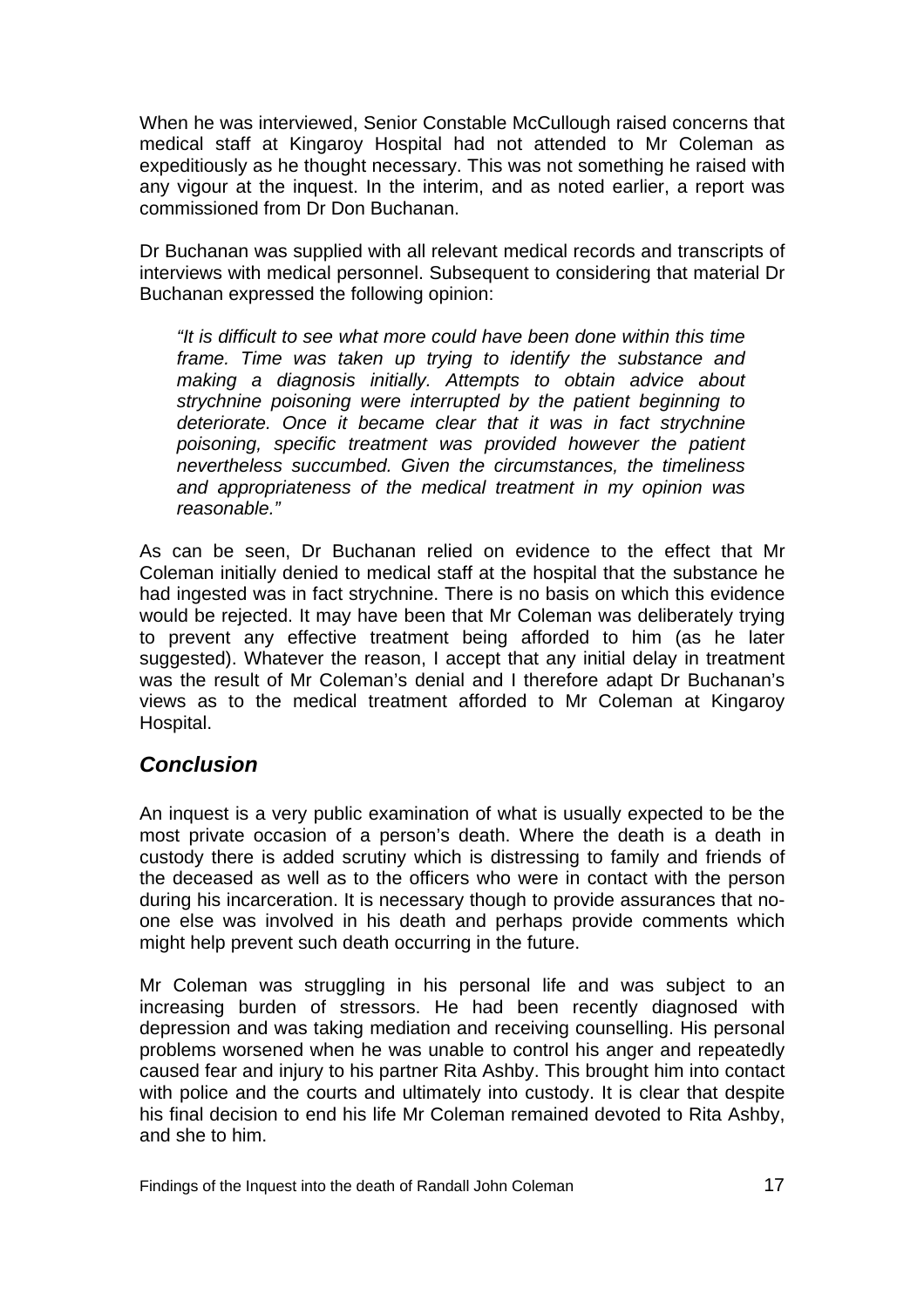When he was interviewed, Senior Constable McCullough raised concerns that medical staff at Kingaroy Hospital had not attended to Mr Coleman as expeditiously as he thought necessary. This was not something he raised with any vigour at the inquest. In the interim, and as noted earlier, a report was commissioned from Dr Don Buchanan.

Dr Buchanan was supplied with all relevant medical records and transcripts of interviews with medical personnel. Subsequent to considering that material Dr Buchanan expressed the following opinion:

> *"It is difficult to see what more could have been done within this time frame. Time was taken up trying to identify the substance and making a diagnosis initially. Attempts to obtain advice about strychnine poisoning were interrupted by the patient beginning to deteriorate. Once it became clear that it was in fact strychnine poisoning, specific treatment was provided however the patient nevertheless succumbed. Given the circumstances, the timeliness and appropriateness of the medical treatment in my opinion was reasonable."*

As can be seen, Dr Buchanan relied on evidence to the effect that Mr Coleman initially denied to medical staff at the hospital that the substance he had ingested was in fact strychnine. There is no basis on which this evidence would be rejected. It may have been that Mr Coleman was deliberately trying to prevent any effective treatment being afforded to him (as he later suggested). Whatever the reason, I accept that any initial delay in treatment was the result of Mr Coleman's denial and I therefore adapt Dr Buchanan's views as to the medical treatment afforded to Mr Coleman at Kingaroy Hospital.

## *Conclusion*

An inquest is a very public examination of what is usually expected to be the most private occasion of a person's death. Where the death is a death in custody there is added scrutiny which is distressing to family and friends of the deceased as well as to the officers who were in contact with the person during his incarceration. It is necessary though to provide assurances that no-one else was involved in his death and perhaps provide comments which might help prevent such death occurring in the future.

Mr Coleman was struggling in his personal life and was subject to an increasing burden of stressors. He had been recently diagnosed with depression and was taking mediation and receiving counselling. His personal problems worsened when he was unable to control his anger and repeatedly caused fear and injury to his partner Rita Ashby. This brought him into contact with police and the courts and ultimately into custody. It is clear that despite his final decision to end his life Mr Coleman remained devoted to Rita Ashby, and she to him.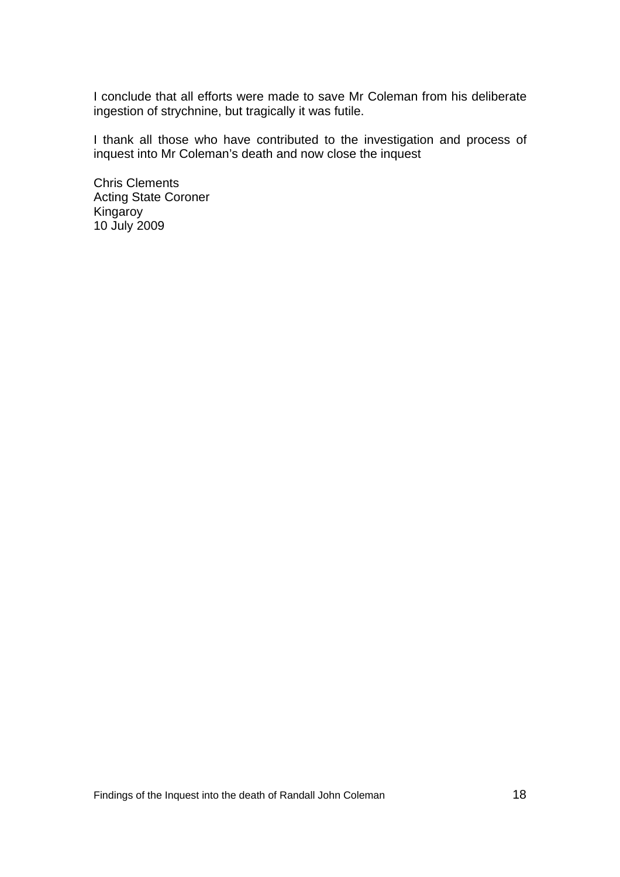I conclude that all efforts were made to save Mr Coleman from his deliberate ingestion of strychnine, but tragically it was futile.

I thank all those who have contributed to the investigation and process of inquest into Mr Coleman's death and now close the inquest

Chris Clements
Acting State Coroner
Kingaroy
10 July 2009